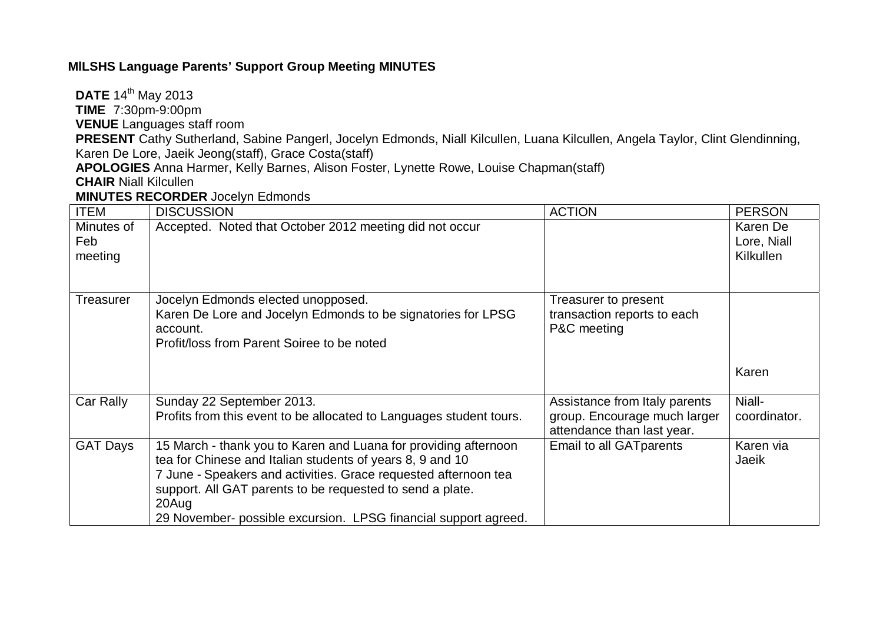**MILSHS Language Parents' Support Group Meeting MINUTES**

**DATE** 14th May 2013
**TIME** 7:30pm-9:00pm
**VENUE** Languages staff room
**PRESENT** Cathy Sutherland, Sabine Pangerl, Jocelyn Edmonds, Niall Kilcullen, Luana Kilcullen, Angela Taylor, Clint Glendinning, Karen De Lore, Jaeik Jeong(staff), Grace Costa(staff)
**APOLOGIES** Anna Harmer, Kelly Barnes, Alison Foster, Lynette Rowe, Louise Chapman(staff)
**CHAIR** Niall Kilcullen
**MINUTES RECORDER** Jocelyn Edmonds

| ITEM | DISCUSSION | ACTION | PERSON |
|---|---|---|---|
| Minutes of Feb meeting | Accepted. Noted that October 2012 meeting did not occur | | Karen De Lore, Niall Kilkullen |
| Treasurer | Jocelyn Edmonds elected unopposed.<br>Karen De Lore and Jocelyn Edmonds to be signatories for LPSG account.<br>Profit/loss from Parent Soiree to be noted | Treasurer to present transaction reports to each P&C meeting | Karen |
| Car Rally | Sunday 22 September 2013.<br>Profits from this event to be allocated to Languages student tours. | Assistance from Italy parents group. Encourage much larger attendance than last year. | Niall-coordinator. |
| GAT Days | 15 March - thank you to Karen and Luana for providing afternoon tea for Chinese and Italian students of years 8, 9 and 10<br>7 June - Speakers and activities. Grace requested afternoon tea support. All GAT parents to be requested to send a plate.<br>20Aug<br>29 November- possible excursion. LPSG financial support agreed. | Email to all GATparents | Karen via Jaeik |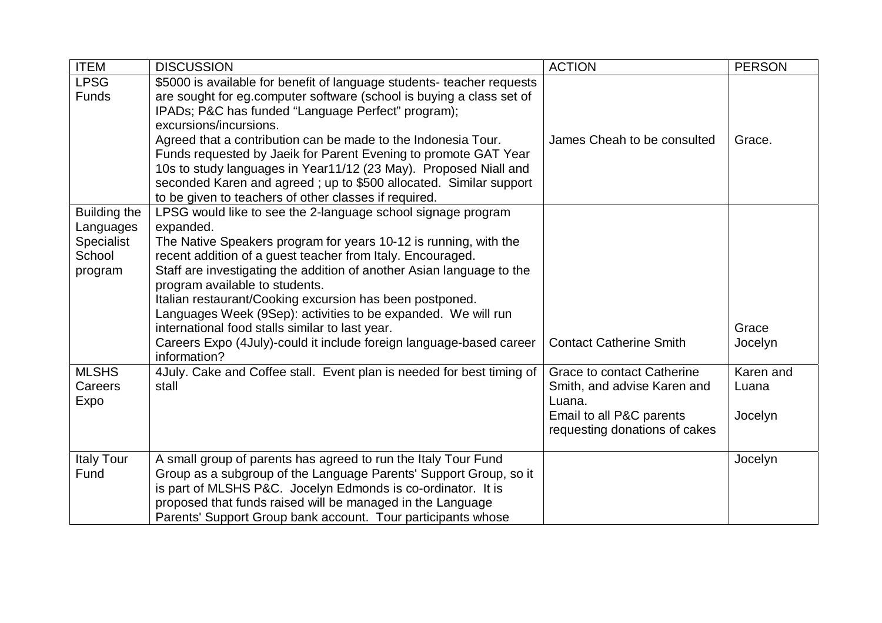| ITEM | DISCUSSION | ACTION | PERSON |
|---|---|---|---|
| LPSG Funds | $5000 is available for benefit of language students- teacher requests are sought for eg.computer software (school is buying a class set of IPADs; P&C has funded "Language Perfect" program); excursions/incursions.<br>Agreed that a contribution can be made to the Indonesia Tour. Funds requested by Jaeik for Parent Evening to promote GAT Year 10s to study languages in Year11/12 (23 May). Proposed Niall and seconded Karen and agreed ; up to $500 allocated. Similar support to be given to teachers of other classes if required. | James Cheah to be consulted | Grace. |
| Building the Languages Specialist School program | LPSG would like to see the 2-language school signage program expanded.<br>The Native Speakers program for years 10-12 is running, with the recent addition of a guest teacher from Italy. Encouraged.<br>Staff are investigating the addition of another Asian language to the program available to students.<br>Italian restaurant/Cooking excursion has been postponed.<br>Languages Week (9Sep): activities to be expanded. We will run international food stalls similar to last year.<br>Careers Expo (4July)-could it include foreign language-based career information? | Contact Catherine Smith | Grace<br>Jocelyn |
| MLSHS Careers Expo | 4July. Cake and Coffee stall. Event plan is needed for best timing of stall | Grace to contact Catherine Smith, and advise Karen and Luana.<br>Email to all P&C parents requesting donations of cakes | Karen and Luana<br><br>Jocelyn |
| Italy Tour Fund | A small group of parents has agreed to run the Italy Tour Fund Group as a subgroup of the Language Parents' Support Group, so it is part of MLSHS P&C. Jocelyn Edmonds is co-ordinator. It is proposed that funds raised will be managed in the Language Parents' Support Group bank account. Tour participants whose | | Jocelyn |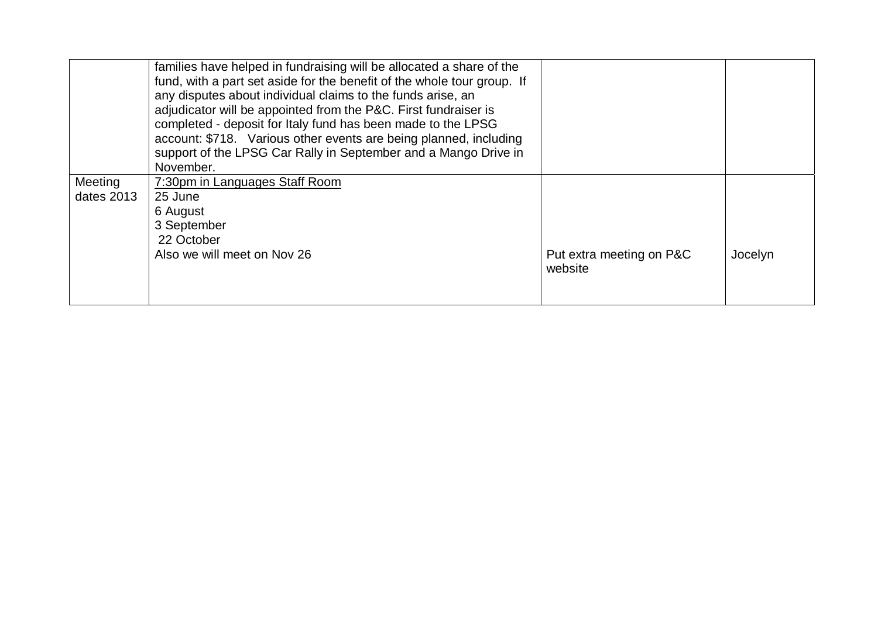| | | | |
|---|---|---|---|
| | families have helped in fundraising will be allocated a share of the fund, with a part set aside for the benefit of the whole tour group. If any disputes about individual claims to the funds arise, an adjudicator will be appointed from the P&C. First fundraiser is completed - deposit for Italy fund has been made to the LPSG account: $718. Various other events are being planned, including support of the LPSG Car Rally in September and a Mango Drive in November. | | |
| Meeting dates 2013 | <u>7:30pm in Languages Staff Room</u><br>25 June<br>6 August<br>3 September<br>22 October<br>Also we will meet on Nov 26 | Put extra meeting on P&C website | Jocelyn |